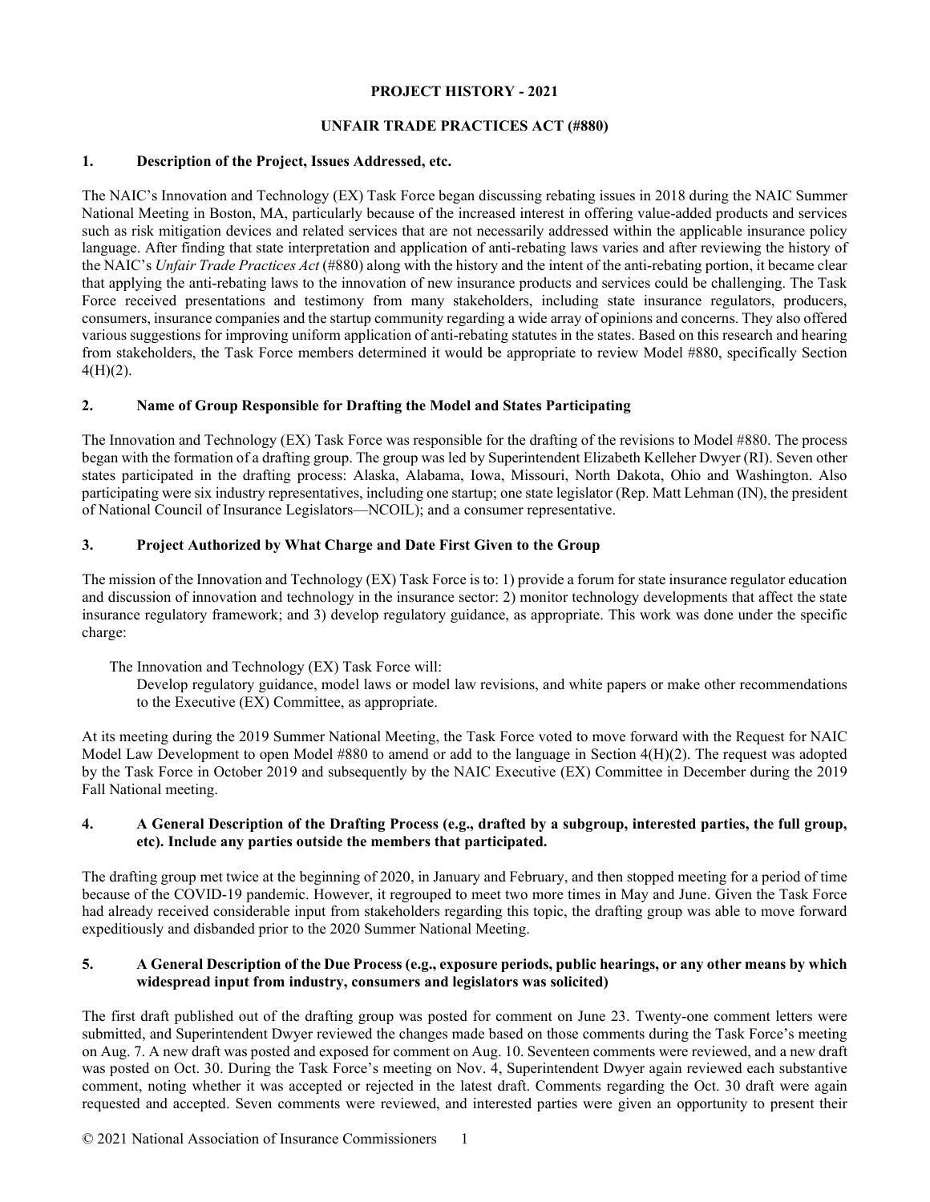**PROJECT HISTORY - 2021**

**UNFAIR TRADE PRACTICES ACT (#880)**

**1. Description of the Project, Issues Addressed, etc.**

The NAIC's Innovation and Technology (EX) Task Force began discussing rebating issues in 2018 during the NAIC Summer National Meeting in Boston, MA, particularly because of the increased interest in offering value-added products and services such as risk mitigation devices and related services that are not necessarily addressed within the applicable insurance policy language. After finding that state interpretation and application of anti-rebating laws varies and after reviewing the history of the NAIC's *Unfair Trade Practices Act* (#880) along with the history and the intent of the anti-rebating portion, it became clear that applying the anti-rebating laws to the innovation of new insurance products and services could be challenging. The Task Force received presentations and testimony from many stakeholders, including state insurance regulators, producers, consumers, insurance companies and the startup community regarding a wide array of opinions and concerns. They also offered various suggestions for improving uniform application of anti-rebating statutes in the states. Based on this research and hearing from stakeholders, the Task Force members determined it would be appropriate to review Model #880, specifically Section 4(H)(2).

**2. Name of Group Responsible for Drafting the Model and States Participating**

The Innovation and Technology (EX) Task Force was responsible for the drafting of the revisions to Model #880. The process began with the formation of a drafting group. The group was led by Superintendent Elizabeth Kelleher Dwyer (RI). Seven other states participated in the drafting process: Alaska, Alabama, Iowa, Missouri, North Dakota, Ohio and Washington. Also participating were six industry representatives, including one startup; one state legislator (Rep. Matt Lehman (IN), the president of National Council of Insurance Legislators—NCOIL); and a consumer representative.

**3. Project Authorized by What Charge and Date First Given to the Group**

The mission of the Innovation and Technology (EX) Task Force is to: 1) provide a forum for state insurance regulator education and discussion of innovation and technology in the insurance sector: 2) monitor technology developments that affect the state insurance regulatory framework; and 3) develop regulatory guidance, as appropriate. This work was done under the specific charge:

> The Innovation and Technology (EX) Task Force will:
>
> Develop regulatory guidance, model laws or model law revisions, and white papers or make other recommendations to the Executive (EX) Committee, as appropriate.

At its meeting during the 2019 Summer National Meeting, the Task Force voted to move forward with the Request for NAIC Model Law Development to open Model #880 to amend or add to the language in Section 4(H)(2). The request was adopted by the Task Force in October 2019 and subsequently by the NAIC Executive (EX) Committee in December during the 2019 Fall National meeting.

**4. A General Description of the Drafting Process (e.g., drafted by a subgroup, interested parties, the full group, etc). Include any parties outside the members that participated.**

The drafting group met twice at the beginning of 2020, in January and February, and then stopped meeting for a period of time because of the COVID-19 pandemic. However, it regrouped to meet two more times in May and June. Given the Task Force had already received considerable input from stakeholders regarding this topic, the drafting group was able to move forward expeditiously and disbanded prior to the 2020 Summer National Meeting.

**5. A General Description of the Due Process (e.g., exposure periods, public hearings, or any other means by which widespread input from industry, consumers and legislators was solicited)**

The first draft published out of the drafting group was posted for comment on June 23. Twenty-one comment letters were submitted, and Superintendent Dwyer reviewed the changes made based on those comments during the Task Force's meeting on Aug. 7. A new draft was posted and exposed for comment on Aug. 10. Seventeen comments were reviewed, and a new draft was posted on Oct. 30. During the Task Force's meeting on Nov. 4, Superintendent Dwyer again reviewed each substantive comment, noting whether it was accepted or rejected in the latest draft. Comments regarding the Oct. 30 draft were again requested and accepted. Seven comments were reviewed, and interested parties were given an opportunity to present their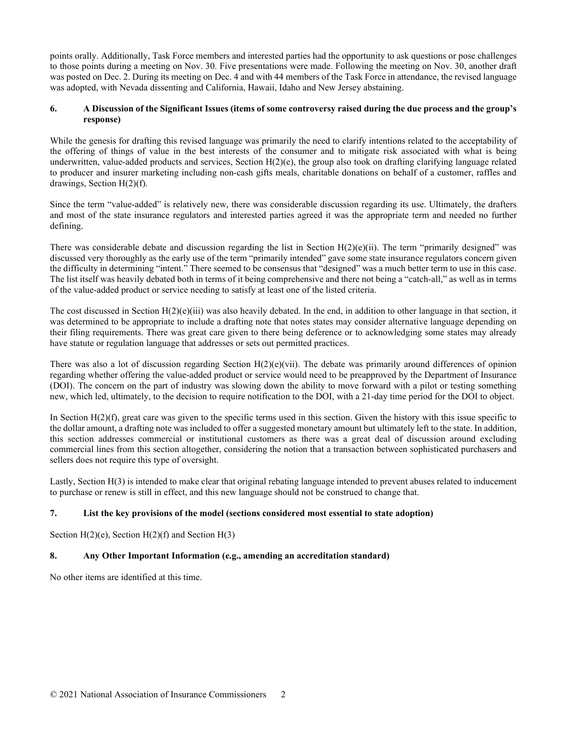points orally. Additionally, Task Force members and interested parties had the opportunity to ask questions or pose challenges to those points during a meeting on Nov. 30. Five presentations were made. Following the meeting on Nov. 30, another draft was posted on Dec. 2. During its meeting on Dec. 4 and with 44 members of the Task Force in attendance, the revised language was adopted, with Nevada dissenting and California, Hawaii, Idaho and New Jersey abstaining.

### 6. A Discussion of the Significant Issues (items of some controversy raised during the due process and the group's response)

While the genesis for drafting this revised language was primarily the need to clarify intentions related to the acceptability of the offering of things of value in the best interests of the consumer and to mitigate risk associated with what is being underwritten, value-added products and services, Section H(2)(e), the group also took on drafting clarifying language related to producer and insurer marketing including non-cash gifts meals, charitable donations on behalf of a customer, raffles and drawings, Section H(2)(f).

Since the term "value-added" is relatively new, there was considerable discussion regarding its use. Ultimately, the drafters and most of the state insurance regulators and interested parties agreed it was the appropriate term and needed no further defining.

There was considerable debate and discussion regarding the list in Section H(2)(e)(ii). The term "primarily designed" was discussed very thoroughly as the early use of the term "primarily intended" gave some state insurance regulators concern given the difficulty in determining "intent." There seemed to be consensus that "designed" was a much better term to use in this case. The list itself was heavily debated both in terms of it being comprehensive and there not being a "catch-all," as well as in terms of the value-added product or service needing to satisfy at least one of the listed criteria.

The cost discussed in Section H(2)(e)(iii) was also heavily debated. In the end, in addition to other language in that section, it was determined to be appropriate to include a drafting note that notes states may consider alternative language depending on their filing requirements. There was great care given to there being deference or to acknowledging some states may already have statute or regulation language that addresses or sets out permitted practices.

There was also a lot of discussion regarding Section H(2)(e)(vii). The debate was primarily around differences of opinion regarding whether offering the value-added product or service would need to be preapproved by the Department of Insurance (DOI). The concern on the part of industry was slowing down the ability to move forward with a pilot or testing something new, which led, ultimately, to the decision to require notification to the DOI, with a 21-day time period for the DOI to object.

In Section H(2)(f), great care was given to the specific terms used in this section. Given the history with this issue specific to the dollar amount, a drafting note was included to offer a suggested monetary amount but ultimately left to the state. In addition, this section addresses commercial or institutional customers as there was a great deal of discussion around excluding commercial lines from this section altogether, considering the notion that a transaction between sophisticated purchasers and sellers does not require this type of oversight.

Lastly, Section H(3) is intended to make clear that original rebating language intended to prevent abuses related to inducement to purchase or renew is still in effect, and this new language should not be construed to change that.

### 7. List the key provisions of the model (sections considered most essential to state adoption)

Section H(2)(e), Section H(2)(f) and Section H(3)

### 8. Any Other Important Information (e.g., amending an accreditation standard)

No other items are identified at this time.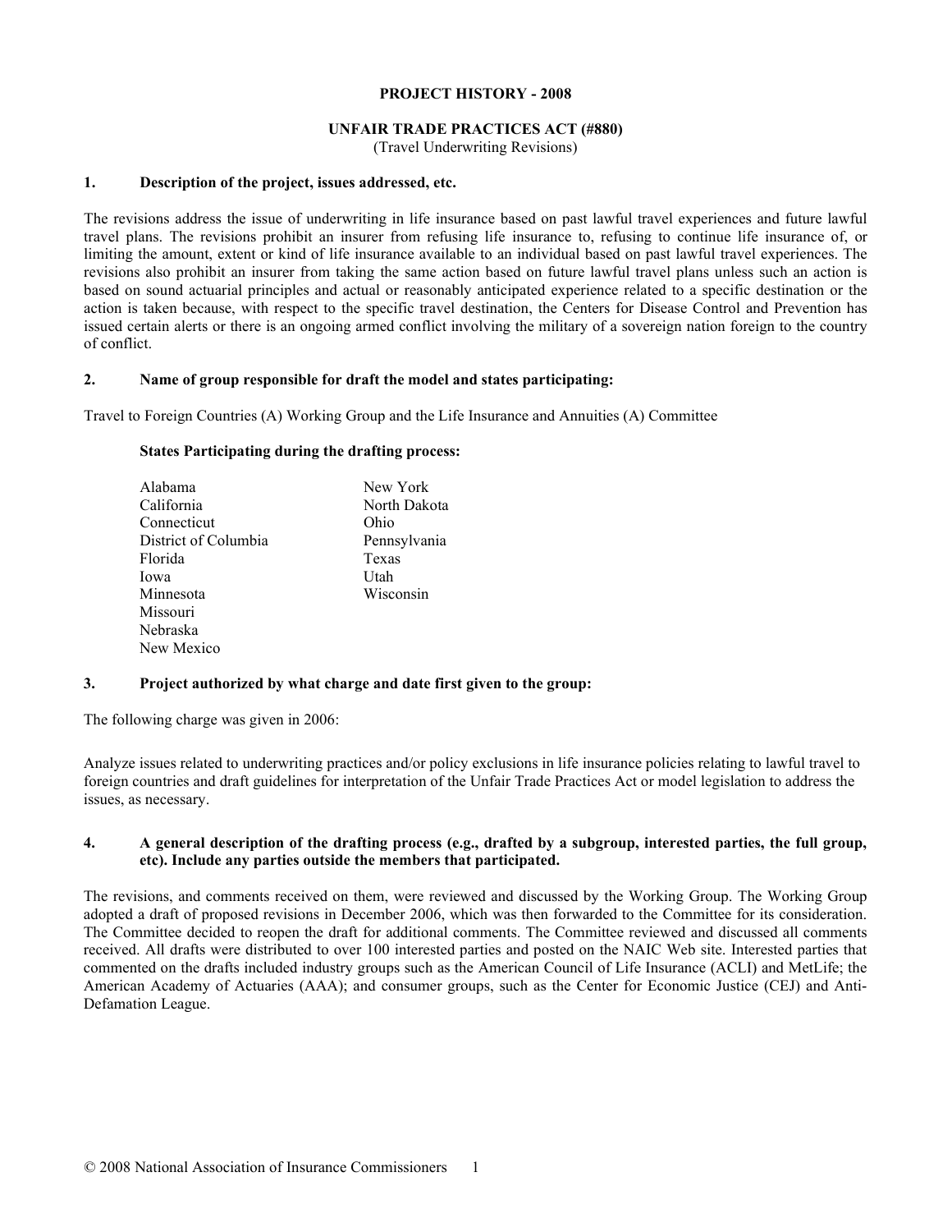**PROJECT HISTORY - 2008**

**UNFAIR TRADE PRACTICES ACT (#880)**
(Travel Underwriting Revisions)

**1. Description of the project, issues addressed, etc.**

The revisions address the issue of underwriting in life insurance based on past lawful travel experiences and future lawful travel plans. The revisions prohibit an insurer from refusing life insurance to, refusing to continue life insurance of, or limiting the amount, extent or kind of life insurance available to an individual based on past lawful travel experiences. The revisions also prohibit an insurer from taking the same action based on future lawful travel plans unless such an action is based on sound actuarial principles and actual or reasonably anticipated experience related to a specific destination or the action is taken because, with respect to the specific travel destination, the Centers for Disease Control and Prevention has issued certain alerts or there is an ongoing armed conflict involving the military of a sovereign nation foreign to the country of conflict.

**2. Name of group responsible for draft the model and states participating:**

Travel to Foreign Countries (A) Working Group and the Life Insurance and Annuities (A) Committee

**States Participating during the drafting process:**

Alabama
California
Connecticut
District of Columbia
Florida
Iowa
Minnesota
Missouri
Nebraska
New Mexico
New York
North Dakota
Ohio
Pennsylvania
Texas
Utah
Wisconsin

**3. Project authorized by what charge and date first given to the group:**

The following charge was given in 2006:

Analyze issues related to underwriting practices and/or policy exclusions in life insurance policies relating to lawful travel to foreign countries and draft guidelines for interpretation of the Unfair Trade Practices Act or model legislation to address the issues, as necessary.

**4. A general description of the drafting process (e.g., drafted by a subgroup, interested parties, the full group, etc). Include any parties outside the members that participated.**

The revisions, and comments received on them, were reviewed and discussed by the Working Group. The Working Group adopted a draft of proposed revisions in December 2006, which was then forwarded to the Committee for its consideration. The Committee decided to reopen the draft for additional comments. The Committee reviewed and discussed all comments received. All drafts were distributed to over 100 interested parties and posted on the NAIC Web site. Interested parties that commented on the drafts included industry groups such as the American Council of Life Insurance (ACLI) and MetLife; the American Academy of Actuaries (AAA); and consumer groups, such as the Center for Economic Justice (CEJ) and Anti-Defamation League.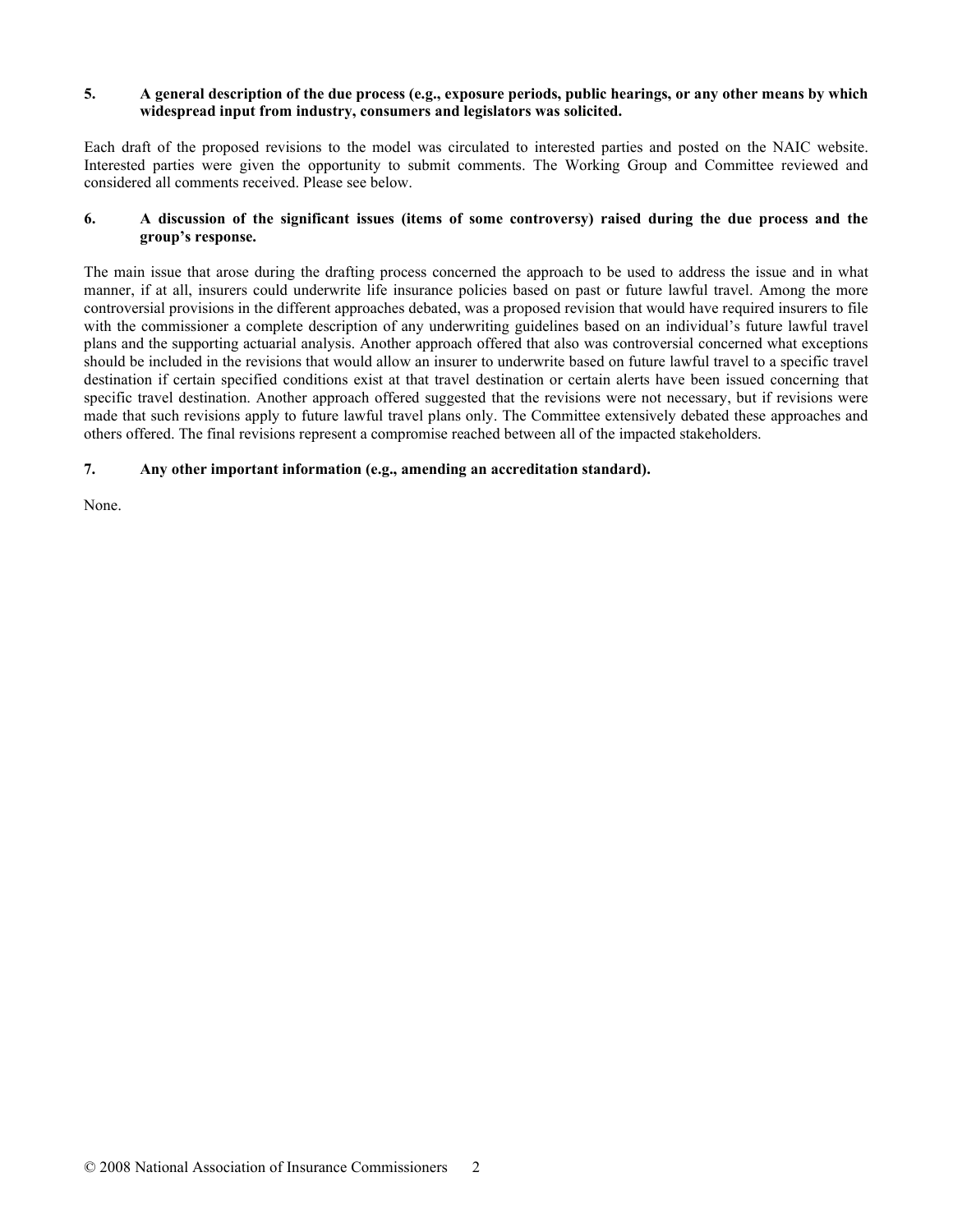**5. A general description of the due process (e.g., exposure periods, public hearings, or any other means by which widespread input from industry, consumers and legislators was solicited.**

Each draft of the proposed revisions to the model was circulated to interested parties and posted on the NAIC website. Interested parties were given the opportunity to submit comments. The Working Group and Committee reviewed and considered all comments received. Please see below.

**6. A discussion of the significant issues (items of some controversy) raised during the due process and the group's response.**

The main issue that arose during the drafting process concerned the approach to be used to address the issue and in what manner, if at all, insurers could underwrite life insurance policies based on past or future lawful travel. Among the more controversial provisions in the different approaches debated, was a proposed revision that would have required insurers to file with the commissioner a complete description of any underwriting guidelines based on an individual's future lawful travel plans and the supporting actuarial analysis. Another approach offered that also was controversial concerned what exceptions should be included in the revisions that would allow an insurer to underwrite based on future lawful travel to a specific travel destination if certain specified conditions exist at that travel destination or certain alerts have been issued concerning that specific travel destination. Another approach offered suggested that the revisions were not necessary, but if revisions were made that such revisions apply to future lawful travel plans only. The Committee extensively debated these approaches and others offered. The final revisions represent a compromise reached between all of the impacted stakeholders.

**7. Any other important information (e.g., amending an accreditation standard).**

None.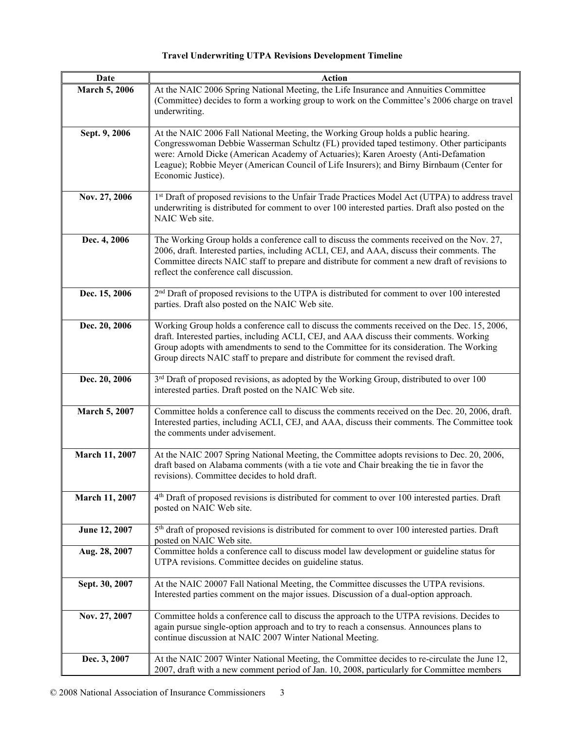**Travel Underwriting UTPA Revisions Development Timeline**

| Date | Action |
|---|---|
| **March 5, 2006** | At the NAIC 2006 Spring National Meeting, the Life Insurance and Annuities Committee (Committee) decides to form a working group to work on the Committee's 2006 charge on travel underwriting. |
| **Sept. 9, 2006** | At the NAIC 2006 Fall National Meeting, the Working Group holds a public hearing. Congresswoman Debbie Wasserman Schultz (FL) provided taped testimony. Other participants were: Arnold Dicke (American Academy of Actuaries); Karen Aroesty (Anti-Defamation League); Robbie Meyer (American Council of Life Insurers); and Birny Birnbaum (Center for Economic Justice). |
| **Nov. 27, 2006** | 1st Draft of proposed revisions to the Unfair Trade Practices Model Act (UTPA) to address travel underwriting is distributed for comment to over 100 interested parties. Draft also posted on the NAIC Web site. |
| **Dec. 4, 2006** | The Working Group holds a conference call to discuss the comments received on the Nov. 27, 2006, draft. Interested parties, including ACLI, CEJ, and AAA, discuss their comments. The Committee directs NAIC staff to prepare and distribute for comment a new draft of revisions to reflect the conference call discussion. |
| **Dec. 15, 2006** | 2nd Draft of proposed revisions to the UTPA is distributed for comment to over 100 interested parties. Draft also posted on the NAIC Web site. |
| **Dec. 20, 2006** | Working Group holds a conference call to discuss the comments received on the Dec. 15, 2006, draft. Interested parties, including ACLI, CEJ, and AAA discuss their comments. Working Group adopts with amendments to send to the Committee for its consideration. The Working Group directs NAIC staff to prepare and distribute for comment the revised draft. |
| **Dec. 20, 2006** | 3rd Draft of proposed revisions, as adopted by the Working Group, distributed to over 100 interested parties. Draft posted on the NAIC Web site. |
| **March 5, 2007** | Committee holds a conference call to discuss the comments received on the Dec. 20, 2006, draft. Interested parties, including ACLI, CEJ, and AAA, discuss their comments. The Committee took the comments under advisement. |
| **March 11, 2007** | At the NAIC 2007 Spring National Meeting, the Committee adopts revisions to Dec. 20, 2006, draft based on Alabama comments (with a tie vote and Chair breaking the tie in favor the revisions). Committee decides to hold draft. |
| **March 11, 2007** | 4th Draft of proposed revisions is distributed for comment to over 100 interested parties. Draft posted on NAIC Web site. |
| **June 12, 2007** | 5th draft of proposed revisions is distributed for comment to over 100 interested parties. Draft posted on NAIC Web site. |
| **Aug. 28, 2007** | Committee holds a conference call to discuss model law development or guideline status for UTPA revisions. Committee decides on guideline status. |
| **Sept. 30, 2007** | At the NAIC 20007 Fall National Meeting, the Committee discusses the UTPA revisions. Interested parties comment on the major issues. Discussion of a dual-option approach. |
| **Nov. 27, 2007** | Committee holds a conference call to discuss the approach to the UTPA revisions. Decides to again pursue single-option approach and to try to reach a consensus. Announces plans to continue discussion at NAIC 2007 Winter National Meeting. |
| **Dec. 3, 2007** | At the NAIC 2007 Winter National Meeting, the Committee decides to re-circulate the June 12, 2007, draft with a new comment period of Jan. 10, 2008, particularly for Committee members |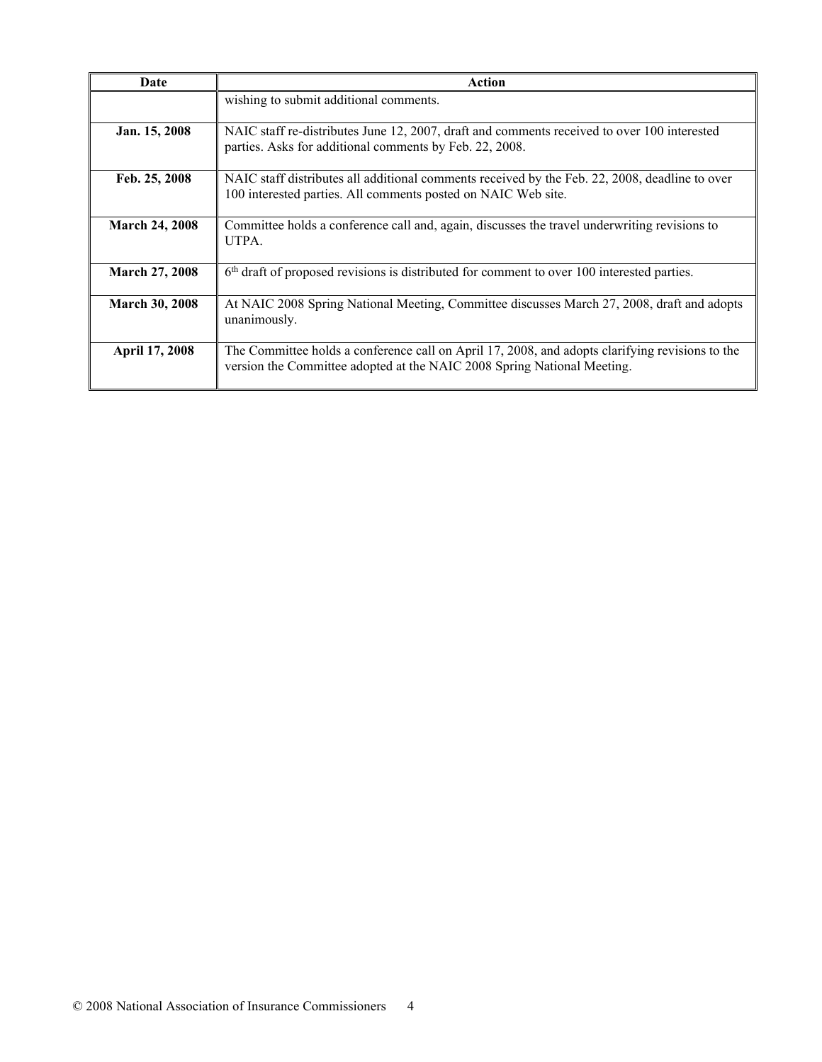| Date | Action |
| --- | --- |
| | wishing to submit additional comments. |
| **Jan. 15, 2008** | NAIC staff re-distributes June 12, 2007, draft and comments received to over 100 interested parties. Asks for additional comments by Feb. 22, 2008. |
| **Feb. 25, 2008** | NAIC staff distributes all additional comments received by the Feb. 22, 2008, deadline to over 100 interested parties. All comments posted on NAIC Web site. |
| **March 24, 2008** | Committee holds a conference call and, again, discusses the travel underwriting revisions to UTPA. |
| **March 27, 2008** | 6th draft of proposed revisions is distributed for comment to over 100 interested parties. |
| **March 30, 2008** | At NAIC 2008 Spring National Meeting, Committee discusses March 27, 2008, draft and adopts unanimously. |
| **April 17, 2008** | The Committee holds a conference call on April 17, 2008, and adopts clarifying revisions to the version the Committee adopted at the NAIC 2008 Spring National Meeting. |

© 2008 National Association of Insurance Commissioners